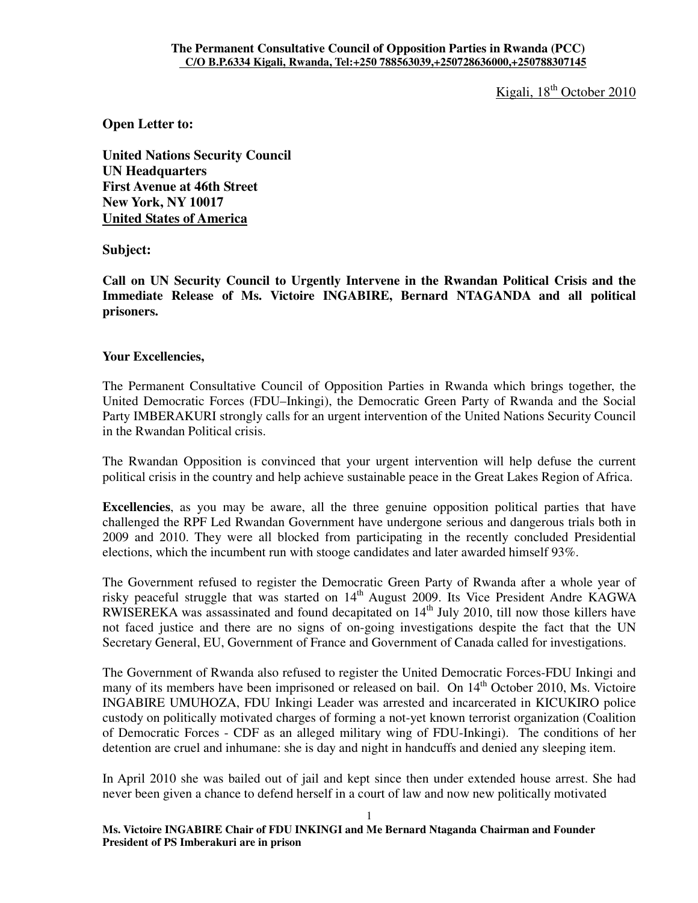**The Permanent Consultative Council of Opposition Parties in Rwanda (PCC)**
**C/O B.P.6334 Kigali, Rwanda, Tel:+250 788563039,+250728636000,+250788307145**

Kigali, 18th October 2010

**Open Letter to:**

**United Nations Security Council**
**UN Headquarters**
**First Avenue at 46th Street**
**New York, NY 10017**
**United States of America**

**Subject:**

**Call on UN Security Council to Urgently Intervene in the Rwandan Political Crisis and the Immediate Release of Ms. Victoire INGABIRE, Bernard NTAGANDA and all political prisoners.**

**Your Excellencies,**

The Permanent Consultative Council of Opposition Parties in Rwanda which brings together, the United Democratic Forces (FDU–Inkingi), the Democratic Green Party of Rwanda and the Social Party IMBERAKURI strongly calls for an urgent intervention of the United Nations Security Council in the Rwandan Political crisis.

The Rwandan Opposition is convinced that your urgent intervention will help defuse the current political crisis in the country and help achieve sustainable peace in the Great Lakes Region of Africa.

**Excellencies**, as you may be aware, all the three genuine opposition political parties that have challenged the RPF Led Rwandan Government have undergone serious and dangerous trials both in 2009 and 2010. They were all blocked from participating in the recently concluded Presidential elections, which the incumbent run with stooge candidates and later awarded himself 93%.

The Government refused to register the Democratic Green Party of Rwanda after a whole year of risky peaceful struggle that was started on 14th August 2009. Its Vice President Andre KAGWA RWISEREKA was assassinated and found decapitated on 14th July 2010, till now those killers have not faced justice and there are no signs of on-going investigations despite the fact that the UN Secretary General, EU, Government of France and Government of Canada called for investigations.

The Government of Rwanda also refused to register the United Democratic Forces-FDU Inkingi and many of its members have been imprisoned or released on bail. On 14th October 2010, Ms. Victoire INGABIRE UMUHOZA, FDU Inkingi Leader was arrested and incarcerated in KICUKIRO police custody on politically motivated charges of forming a not-yet known terrorist organization (Coalition of Democratic Forces - CDF as an alleged military wing of FDU-Inkingi). The conditions of her detention are cruel and inhumane: she is day and night in handcuffs and denied any sleeping item.

In April 2010 she was bailed out of jail and kept since then under extended house arrest. She had never been given a chance to defend herself in a court of law and now new politically motivated

**Ms. Victoire INGABIRE Chair of FDU INKINGI and Me Bernard Ntaganda Chairman and Founder President of PS Imberakuri are in prison**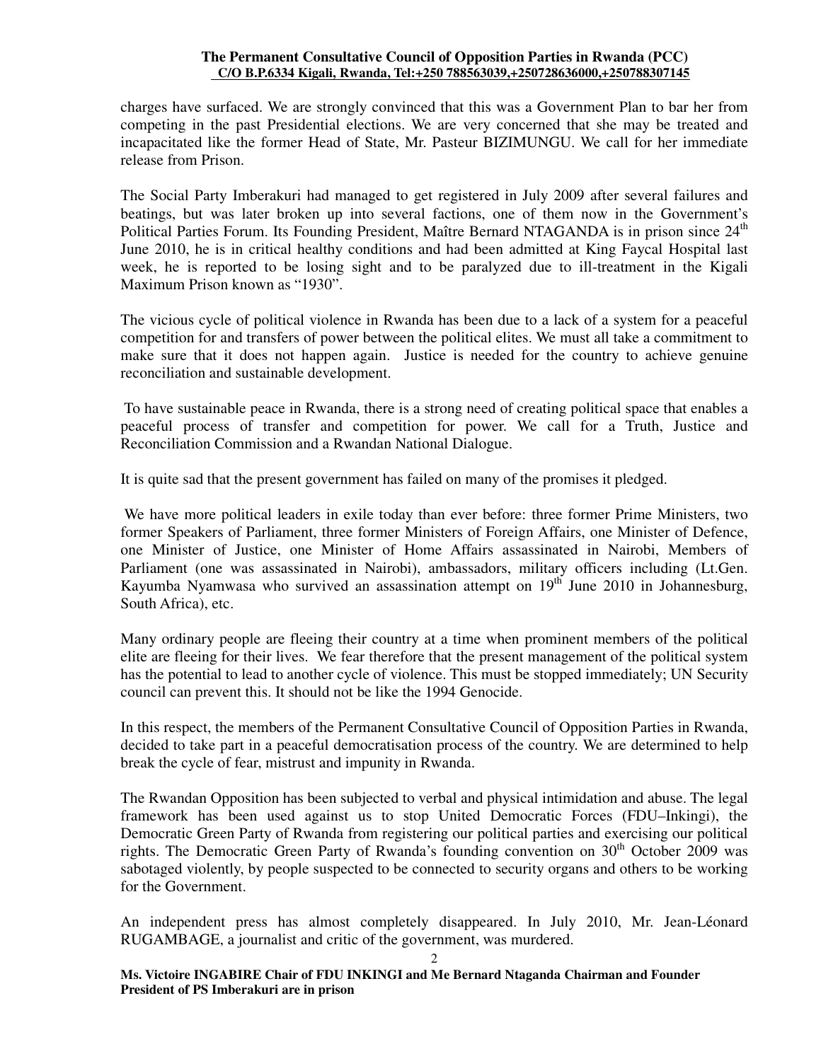charges have surfaced. We are strongly convinced that this was a Government Plan to bar her from competing in the past Presidential elections. We are very concerned that she may be treated and incapacitated like the former Head of State, Mr. Pasteur BIZIMUNGU. We call for her immediate release from Prison.

The Social Party Imberakuri had managed to get registered in July 2009 after several failures and beatings, but was later broken up into several factions, one of them now in the Government's Political Parties Forum. Its Founding President, Maître Bernard NTAGANDA is in prison since 24th June 2010, he is in critical healthy conditions and had been admitted at King Faycal Hospital last week, he is reported to be losing sight and to be paralyzed due to ill-treatment in the Kigali Maximum Prison known as "1930".

The vicious cycle of political violence in Rwanda has been due to a lack of a system for a peaceful competition for and transfers of power between the political elites. We must all take a commitment to make sure that it does not happen again. Justice is needed for the country to achieve genuine reconciliation and sustainable development.

To have sustainable peace in Rwanda, there is a strong need of creating political space that enables a peaceful process of transfer and competition for power. We call for a Truth, Justice and Reconciliation Commission and a Rwandan National Dialogue.

It is quite sad that the present government has failed on many of the promises it pledged.

We have more political leaders in exile today than ever before: three former Prime Ministers, two former Speakers of Parliament, three former Ministers of Foreign Affairs, one Minister of Defence, one Minister of Justice, one Minister of Home Affairs assassinated in Nairobi, Members of Parliament (one was assassinated in Nairobi), ambassadors, military officers including (Lt.Gen. Kayumba Nyamwasa who survived an assassination attempt on 19th June 2010 in Johannesburg, South Africa), etc.

Many ordinary people are fleeing their country at a time when prominent members of the political elite are fleeing for their lives. We fear therefore that the present management of the political system has the potential to lead to another cycle of violence. This must be stopped immediately; UN Security council can prevent this. It should not be like the 1994 Genocide.

In this respect, the members of the Permanent Consultative Council of Opposition Parties in Rwanda, decided to take part in a peaceful democratisation process of the country. We are determined to help break the cycle of fear, mistrust and impunity in Rwanda.

The Rwandan Opposition has been subjected to verbal and physical intimidation and abuse. The legal framework has been used against us to stop United Democratic Forces (FDU–Inkingi), the Democratic Green Party of Rwanda from registering our political parties and exercising our political rights. The Democratic Green Party of Rwanda's founding convention on 30th October 2009 was sabotaged violently, by people suspected to be connected to security organs and others to be working for the Government.

An independent press has almost completely disappeared. In July 2010, Mr. Jean-Léonard RUGAMBAGE, a journalist and critic of the government, was murdered.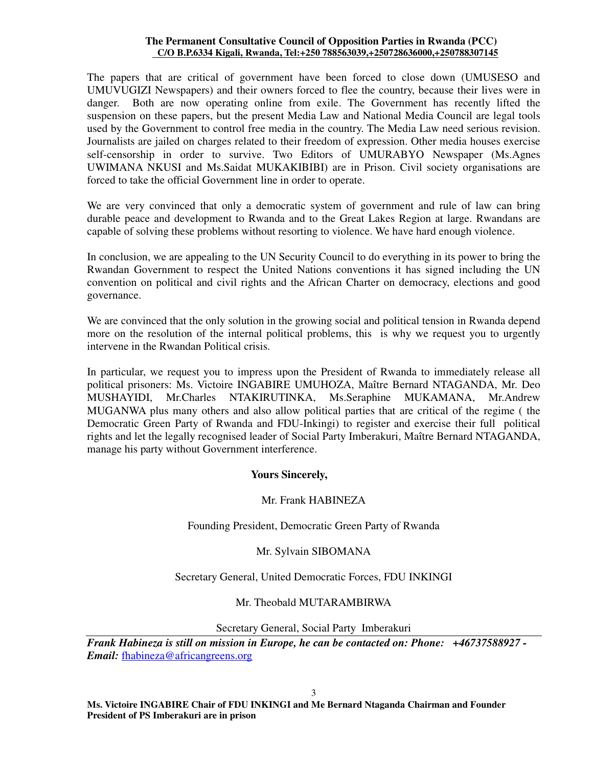The papers that are critical of government have been forced to close down (UMUSESO and UMUVUGIZI Newspapers) and their owners forced to flee the country, because their lives were in danger. Both are now operating online from exile. The Government has recently lifted the suspension on these papers, but the present Media Law and National Media Council are legal tools used by the Government to control free media in the country. The Media Law need serious revision. Journalists are jailed on charges related to their freedom of expression. Other media houses exercise self-censorship in order to survive. Two Editors of UMURABYO Newspaper (Ms.Agnes UWIMANA NKUSI and Ms.Saidat MUKAKIBIBI) are in Prison. Civil society organisations are forced to take the official Government line in order to operate.

We are very convinced that only a democratic system of government and rule of law can bring durable peace and development to Rwanda and to the Great Lakes Region at large. Rwandans are capable of solving these problems without resorting to violence. We have hard enough violence.

In conclusion, we are appealing to the UN Security Council to do everything in its power to bring the Rwandan Government to respect the United Nations conventions it has signed including the UN convention on political and civil rights and the African Charter on democracy, elections and good governance.

We are convinced that the only solution in the growing social and political tension in Rwanda depend more on the resolution of the internal political problems, this is why we request you to urgently intervene in the Rwandan Political crisis.

In particular, we request you to impress upon the President of Rwanda to immediately release all political prisoners: Ms. Victoire INGABIRE UMUHOZA, Maître Bernard NTAGANDA, Mr. Deo MUSHAYIDI, Mr.Charles NTAKIRUTINKA, Ms.Seraphine MUKAMANA, Mr.Andrew MUGANWA plus many others and also allow political parties that are critical of the regime ( the Democratic Green Party of Rwanda and FDU-Inkingi) to register and exercise their full political rights and let the legally recognised leader of Social Party Imberakuri, Maître Bernard NTAGANDA, manage his party without Government interference.

**Yours Sincerely,**

Mr. Frank HABINEZA

Founding President, Democratic Green Party of Rwanda

Mr. Sylvain SIBOMANA

Secretary General, United Democratic Forces, FDU INKINGI

Mr. Theobald MUTARAMBIRWA

Secretary General, Social Party Imberakuri

***Frank Habineza is still on mission in Europe, he can be contacted on: Phone: +46737588927 - Email:*** fhabineza@africangreens.org

**Ms. Victoire INGABIRE Chair of FDU INKINGI and Me Bernard Ntaganda Chairman and Founder President of PS Imberakuri are in prison**